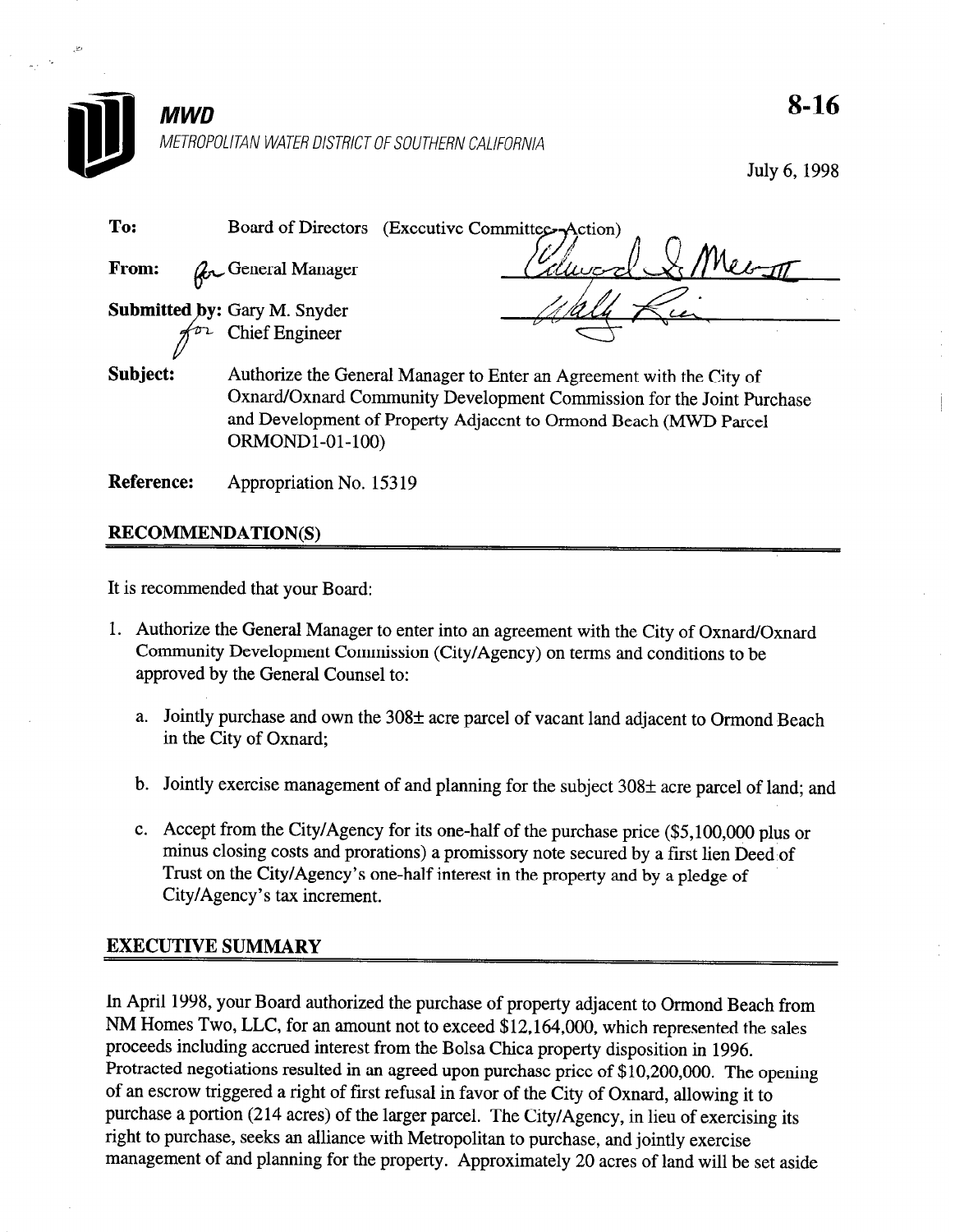**MWD**

*METROPOLITAN WATER DISTRICT OF SOUTHERN CALIFORNIA*

**8-16**

July 6, 1998

**To:** Board of Directors (Executive Committee--Action)

**From:** for General Manager

**Submitted by:** Gary M. Snyder for Chief Engineer

**Subject:** Authorize the General Manager to Enter an Agreement with the City of Oxnard/Oxnard Community Development Commission for the Joint Purchase and Development of Property Adjacent to Ormond Beach (MWD Parcel ORMOND1-01-100)

**Reference:** Appropriation No. 15319

## RECOMMENDATION(S)

It is recommended that your Board:

1. Authorize the General Manager to enter into an agreement with the City of Oxnard/Oxnard Community Development Commission (City/Agency) on terms and conditions to be approved by the General Counsel to:

   a. Jointly purchase and own the 308± acre parcel of vacant land adjacent to Ormond Beach in the City of Oxnard;

   b. Jointly exercise management of and planning for the subject 308± acre parcel of land; and

   c. Accept from the City/Agency for its one-half of the purchase price ($5,100,000 plus or minus closing costs and prorations) a promissory note secured by a first lien Deed of Trust on the City/Agency's one-half interest in the property and by a pledge of City/Agency's tax increment.

## EXECUTIVE SUMMARY

In April 1998, your Board authorized the purchase of property adjacent to Ormond Beach from NM Homes Two, LLC, for an amount not to exceed $12,164,000, which represented the sales proceeds including accrued interest from the Bolsa Chica property disposition in 1996. Protracted negotiations resulted in an agreed upon purchase price of $10,200,000. The opening of an escrow triggered a right of first refusal in favor of the City of Oxnard, allowing it to purchase a portion (214 acres) of the larger parcel. The City/Agency, in lieu of exercising its right to purchase, seeks an alliance with Metropolitan to purchase, and jointly exercise management of and planning for the property. Approximately 20 acres of land will be set aside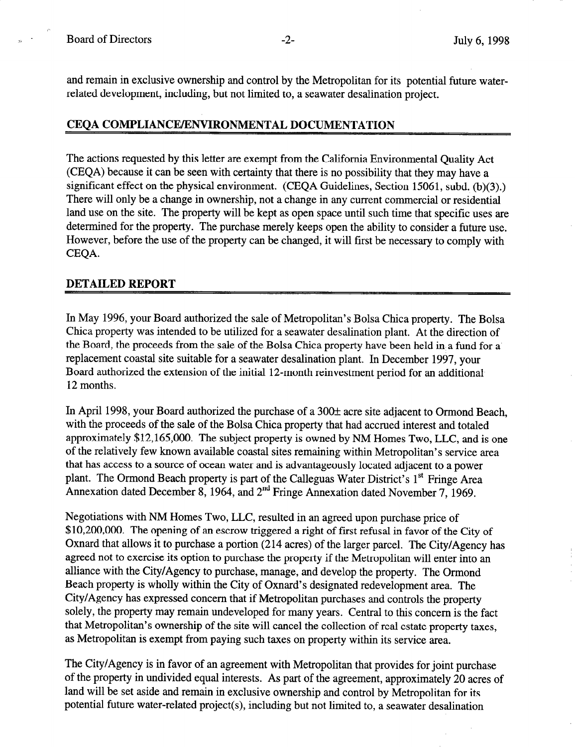and remain in exclusive ownership and control by the Metropolitan for its potential future water-related development, including, but not limited to, a seawater desalination project.

## CEQA COMPLIANCE/ENVIRONMENTAL DOCUMENTATION

The actions requested by this letter are exempt from the California Environmental Quality Act (CEQA) because it can be seen with certainty that there is no possibility that they may have a significant effect on the physical environment. (CEQA Guidelines, Section 15061, subd. (b)(3).) There will only be a change in ownership, not a change in any current commercial or residential land use on the site. The property will be kept as open space until such time that specific uses are determined for the property. The purchase merely keeps open the ability to consider a future use. However, before the use of the property can be changed, it will first be necessary to comply with CEQA.

## DETAILED REPORT

In May 1996, your Board authorized the sale of Metropolitan's Bolsa Chica property. The Bolsa Chica property was intended to be utilized for a seawater desalination plant. At the direction of the Board, the proceeds from the sale of the Bolsa Chica property have been held in a fund for a replacement coastal site suitable for a seawater desalination plant. In December 1997, your Board authorized the extension of the initial 12-month reinvestment period for an additional 12 months.

In April 1998, your Board authorized the purchase of a 300± acre site adjacent to Ormond Beach, with the proceeds of the sale of the Bolsa Chica property that had accrued interest and totaled approximately $12,165,000. The subject property is owned by NM Homes Two, LLC, and is one of the relatively few known available coastal sites remaining within Metropolitan's service area that has access to a source of ocean water and is advantageously located adjacent to a power plant. The Ormond Beach property is part of the Calleguas Water District's 1st Fringe Area Annexation dated December 8, 1964, and 2nd Fringe Annexation dated November 7, 1969.

Negotiations with NM Homes Two, LLC, resulted in an agreed upon purchase price of $10,200,000. The opening of an escrow triggered a right of first refusal in favor of the City of Oxnard that allows it to purchase a portion (214 acres) of the larger parcel. The City/Agency has agreed not to exercise its option to purchase the property if the Metropolitan will enter into an alliance with the City/Agency to purchase, manage, and develop the property. The Ormond Beach property is wholly within the City of Oxnard's designated redevelopment area. The City/Agency has expressed concern that if Metropolitan purchases and controls the property solely, the property may remain undeveloped for many years. Central to this concern is the fact that Metropolitan's ownership of the site will cancel the collection of real estate property taxes, as Metropolitan is exempt from paying such taxes on property within its service area.

The City/Agency is in favor of an agreement with Metropolitan that provides for joint purchase of the property in undivided equal interests. As part of the agreement, approximately 20 acres of land will be set aside and remain in exclusive ownership and control by Metropolitan for its potential future water-related project(s), including but not limited to, a seawater desalination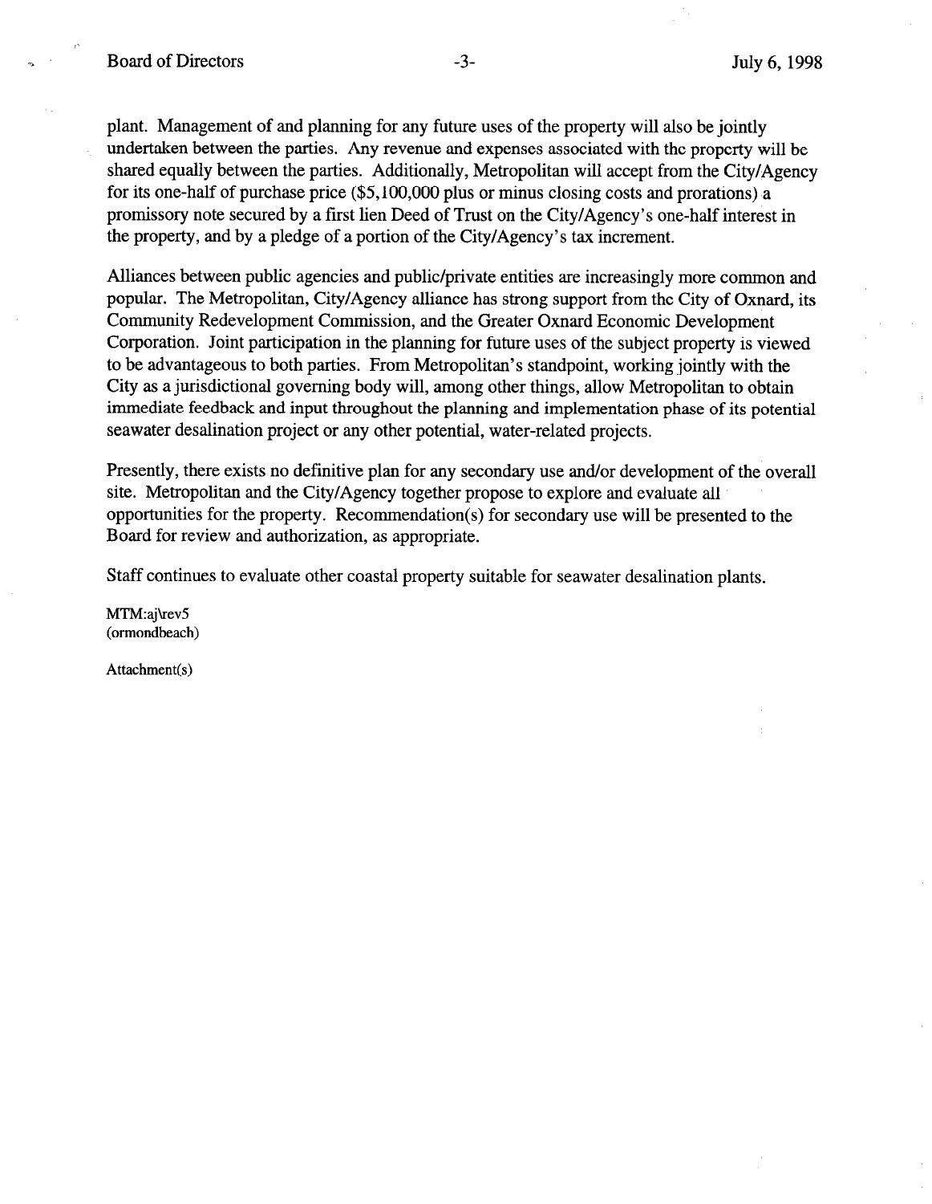plant. Management of and planning for any future uses of the property will also be jointly undertaken between the parties. Any revenue and expenses associated with the property will be shared equally between the parties. Additionally, Metropolitan will accept from the City/Agency for its one-half of purchase price ($5,100,000 plus or minus closing costs and prorations) a promissory note secured by a first lien Deed of Trust on the City/Agency's one-half interest in the property, and by a pledge of a portion of the City/Agency's tax increment.

Alliances between public agencies and public/private entities are increasingly more common and popular. The Metropolitan, City/Agency alliance has strong support from the City of Oxnard, its Community Redevelopment Commission, and the Greater Oxnard Economic Development Corporation. Joint participation in the planning for future uses of the subject property is viewed to be advantageous to both parties. From Metropolitan's standpoint, working jointly with the City as a jurisdictional governing body will, among other things, allow Metropolitan to obtain immediate feedback and input throughout the planning and implementation phase of its potential seawater desalination project or any other potential, water-related projects.

Presently, there exists no definitive plan for any secondary use and/or development of the overall site. Metropolitan and the City/Agency together propose to explore and evaluate all opportunities for the property. Recommendation(s) for secondary use will be presented to the Board for review and authorization, as appropriate.

Staff continues to evaluate other coastal property suitable for seawater desalination plants.

MTM:aj\rev5
(ormondbeach)

Attachment(s)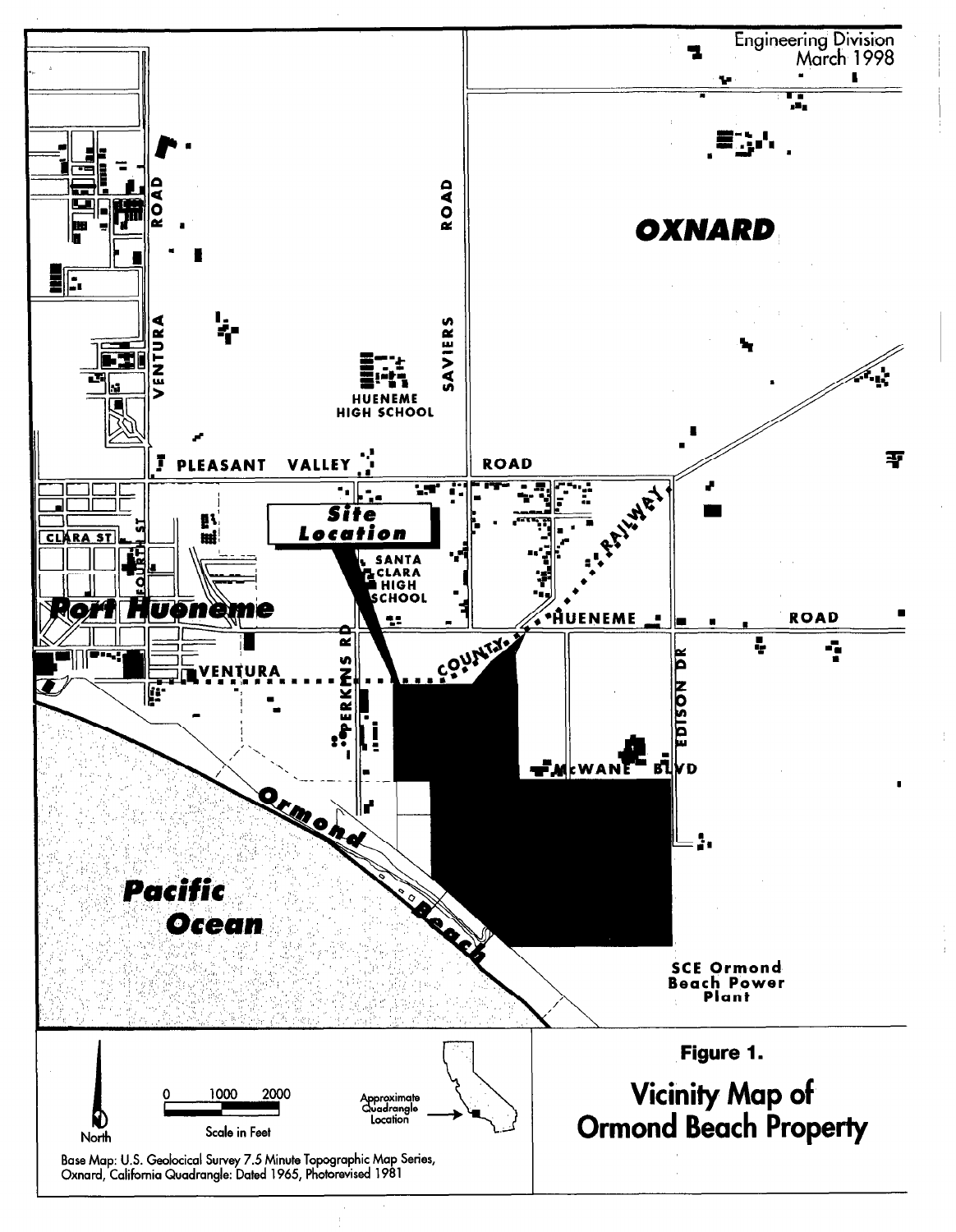Engineering Division
March 1998

OXNARD

VENTURA ROAD

SAVIERS ROAD

HUENEME HIGH SCHOOL

PLEASANT VALLEY ROAD

Site Location

CLARA ST

FOURTH ST

SANTA CLARA HIGH SCHOOL

RAILWAY

Port Hueneme

HUENEME ROAD

VENTURA COUNTY

PERKINS RD

EDISON DR

McWANE BLVD

Ormond Beach

Pacific Ocean

SCE Ormond Beach Power Plant

North

0 1000 2000

Scale in Feet

Approximate Quadrangle Location

Base Map: U.S. Geolocical Survey 7.5 Minute Topographic Map Series, Oxnard, California Quadrangle: Dated 1965, Photorevised 1981

**Figure 1.**

## Vicinity Map of Ormond Beach Property